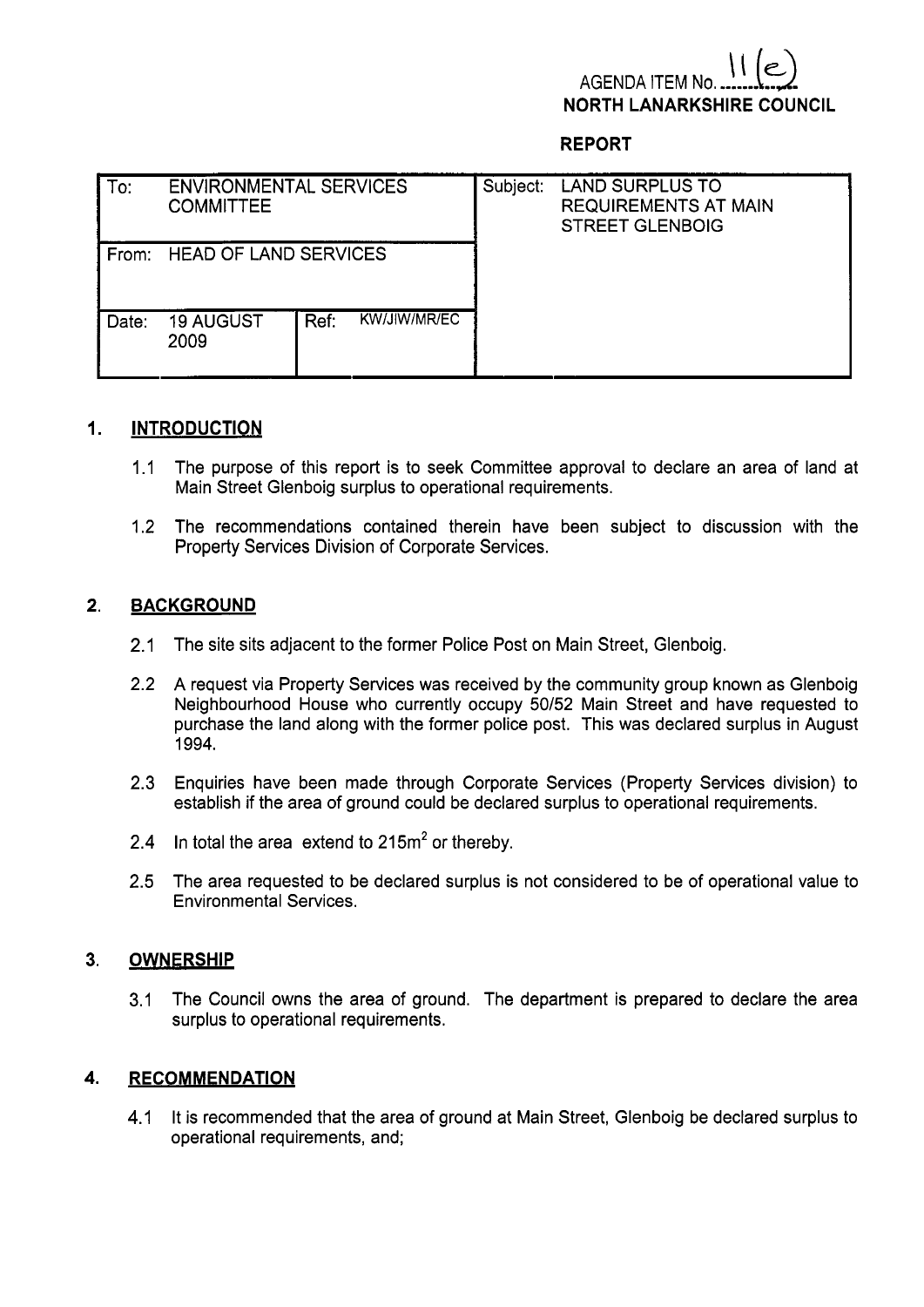AGENDA ITEM No. 11(e)

**NORTH LANARKSHIRE COUNCIL**

**REPORT**

| To: ENVIRONMENTAL SERVICES COMMITTEE | | Subject: LAND SURPLUS TO REQUIREMENTS AT MAIN STREET GLENBOIG |
|---|---|---|
| From: HEAD OF LAND SERVICES | | |
| Date: 19 AUGUST 2009 | Ref: KW/JIW/MR/EC | |

## 1. INTRODUCTION

1.1 The purpose of this report is to seek Committee approval to declare an area of land at Main Street Glenboig surplus to operational requirements.

1.2 The recommendations contained therein have been subject to discussion with the Property Services Division of Corporate Services.

## 2. BACKGROUND

2.1 The site sits adjacent to the former Police Post on Main Street, Glenboig.

2.2 A request via Property Services was received by the community group known as Glenboig Neighbourhood House who currently occupy 50/52 Main Street and have requested to purchase the land along with the former police post. This was declared surplus in August 1994.

2.3 Enquiries have been made through Corporate Services (Property Services division) to establish if the area of ground could be declared surplus to operational requirements.

2.4 In total the area extend to $215m^2$ or thereby.

2.5 The area requested to be declared surplus is not considered to be of operational value to Environmental Services.

## 3. OWNERSHIP

3.1 The Council owns the area of ground. The department is prepared to declare the area surplus to operational requirements.

## 4. RECOMMENDATION

4.1 It is recommended that the area of ground at Main Street, Glenboig be declared surplus to operational requirements, and;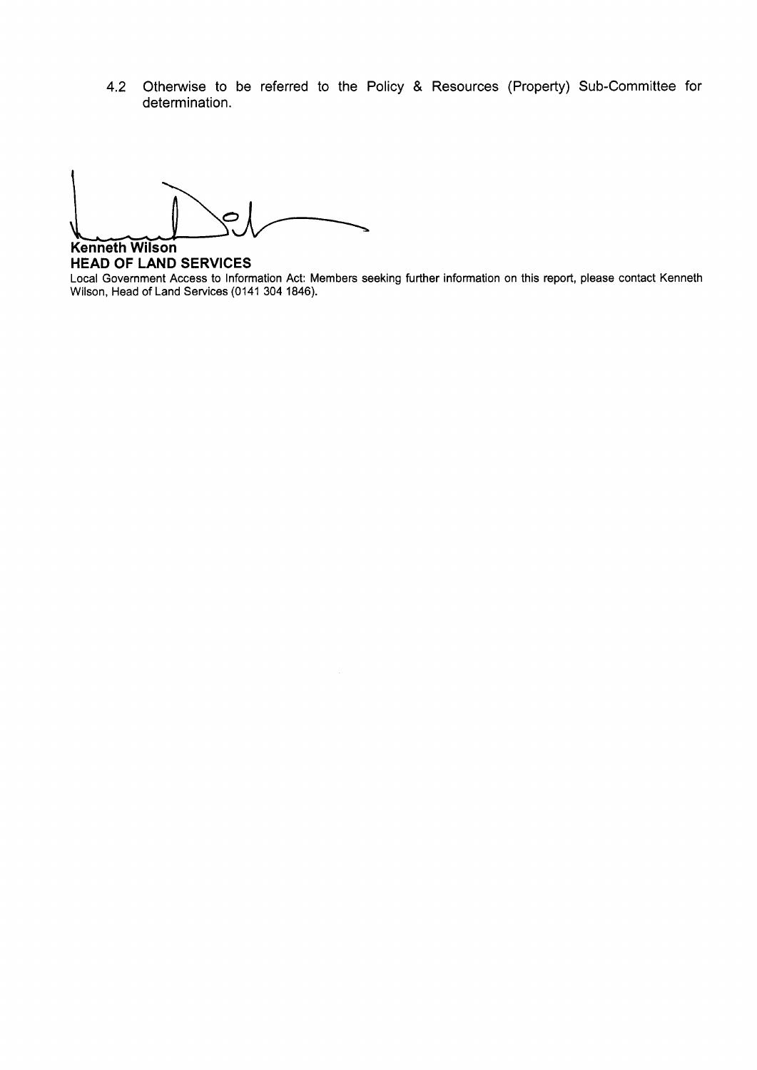4.2 Otherwise to be referred to the Policy & Resources (Property) Sub-Committee for determination.

**Kenneth Wilson**
**HEAD OF LAND SERVICES**

Local Government Access to Information Act: Members seeking further information on this report, please contact Kenneth Wilson, Head of Land Services (0141 304 1846).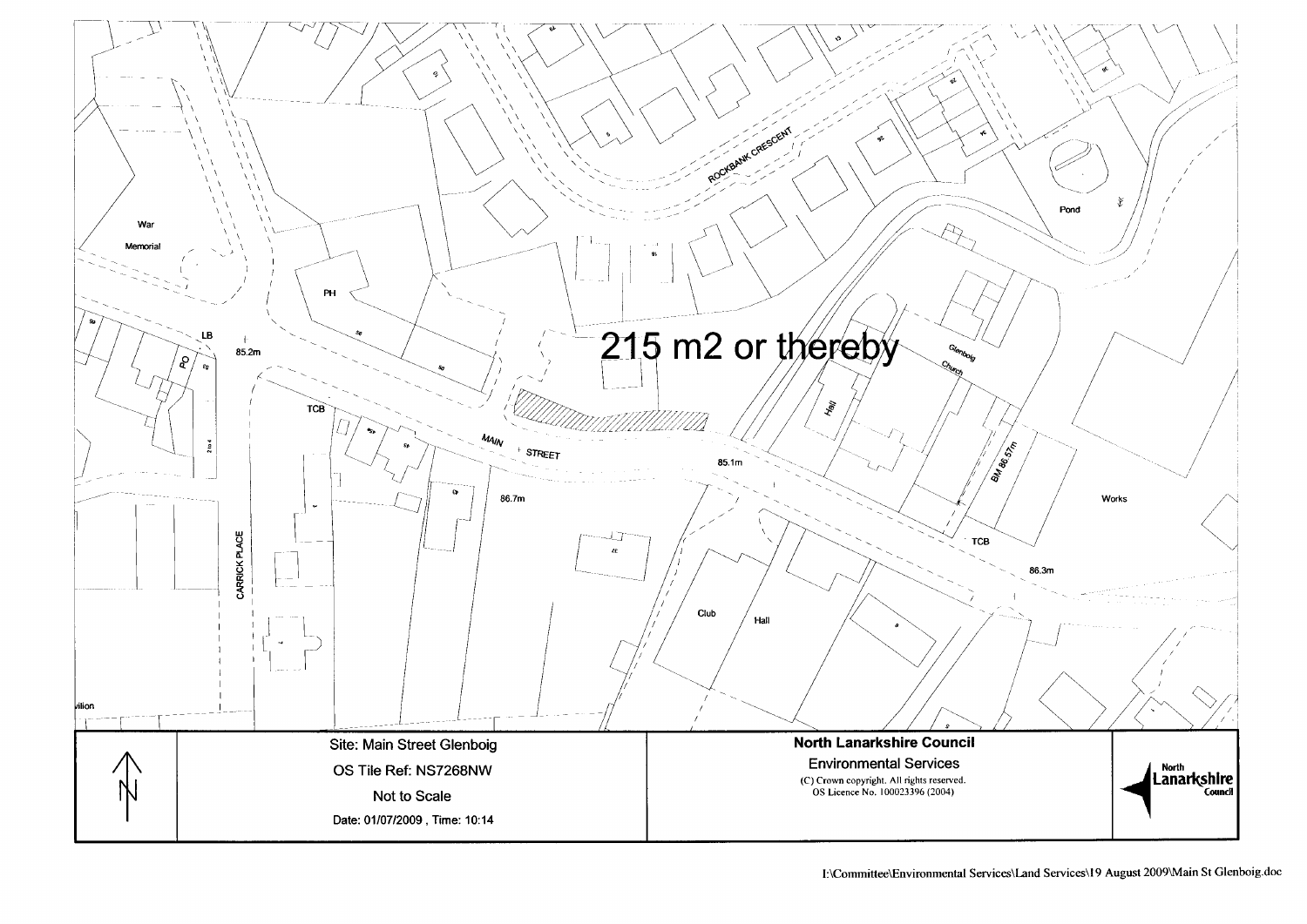215 m2 or thereby

| | | | |
|---|---|---|---|
| N | Site: Main Street Glenboig<br>OS Tile Ref: NS7268NW<br>Not to Scale<br>Date: 01/07/2009 , Time: 10:14 | **North Lanarkshire Council**<br>Environmental Services<br>(C) Crown copyright. All rights reserved.<br>OS Licence No. 100023396 (2004) | North Lanarkshire Council |

I:\Committee\Environmental Services\Land Services\19 August 2009\Main St Glenboig.doc